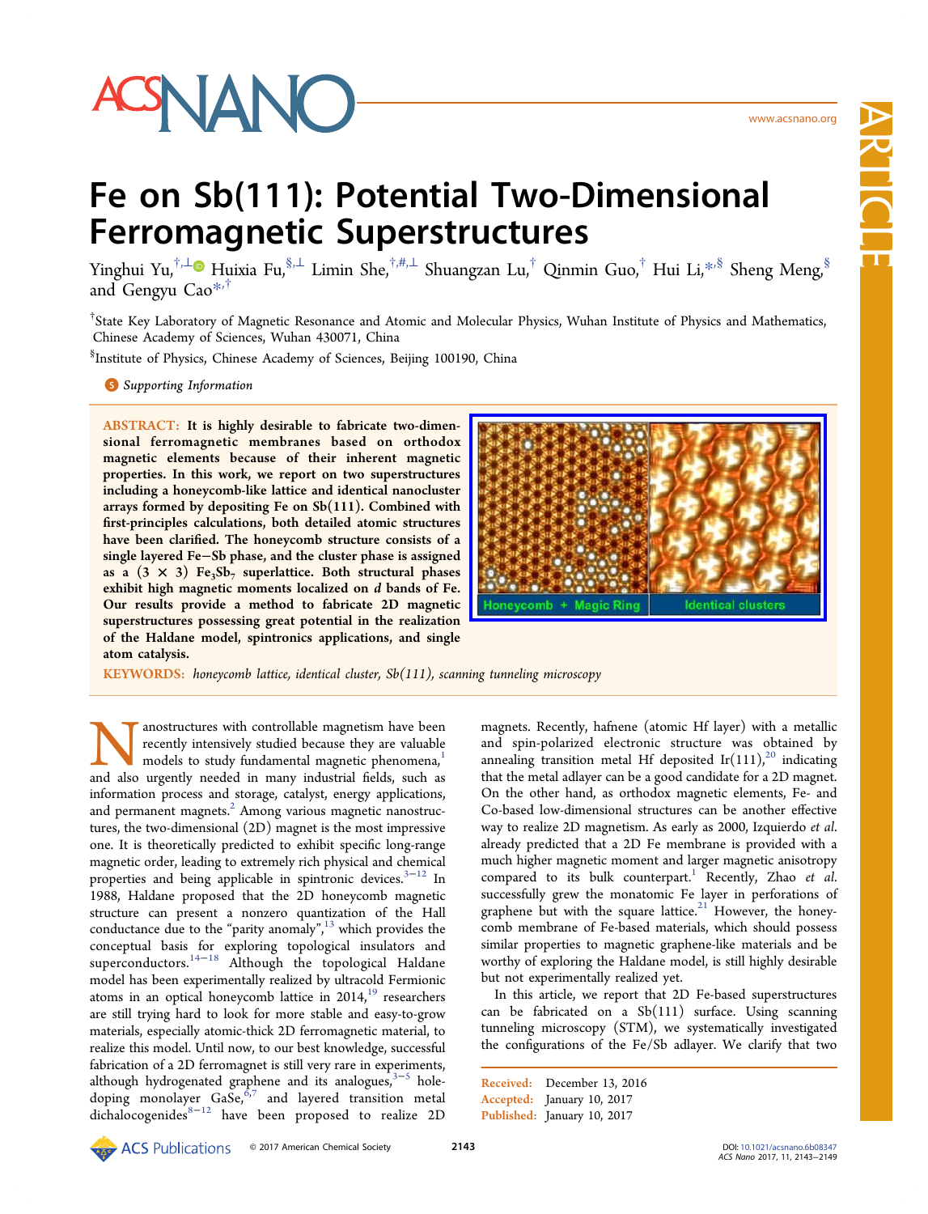# Fe on Sb(111): Potential Two-Dimensional Ferromagnetic Superstructures

Yinghui Yu,[†,⊥] Huixia Fu,[§,⊥] Limin She,[†,#,⊥] Shuangzan Lu,[†] Qinmin Guo,[†] Hui Li,[*,§] Sheng Meng,[§] and Gengyu Cao[*,†]

[†]State Key Laboratory of Magnetic Resonance and Atomic and Molecular Physics, Wuhan Institute of Physics and Mathematics, Chinese Academy of Sciences, Wuhan 430071, China

[§]Institute of Physics, Chinese Academy of Sciences, Beijing 100190, China

Supporting Information

**ABSTRACT:** **It is highly desirable to fabricate two-dimensional ferromagnetic membranes based on orthodox magnetic elements because of their inherent magnetic properties. In this work, we report on two superstructures including a honeycomb-like lattice and identical nanocluster arrays formed by depositing Fe on Sb(111). Combined with first-principles calculations, both detailed atomic structures have been clarified. The honeycomb structure consists of a single layered Fe−Sb phase, and the cluster phase is assigned as a (3 × 3) $Fe_3Sb_7$ superlattice. Both structural phases exhibit high magnetic moments localized on *d* bands of Fe. Our results provide a method to fabricate 2D magnetic superstructures possessing great potential in the realization of the Haldane model, spintronics applications, and single atom catalysis.**

Honeycomb + Magic Ring | Identical clusters

**KEYWORDS:** *honeycomb lattice, identical cluster, Sb(111), scanning tunneling microscopy*

Nanostructures with controllable magnetism have been recently intensively studied because they are valuable models to study fundamental magnetic phenomena,[1] and also urgently needed in many industrial fields, such as information process and storage, catalyst, energy applications, and permanent magnets.[2] Among various magnetic nanostructures, the two-dimensional (2D) magnet is the most impressive one. It is theoretically predicted to exhibit specific long-range magnetic order, leading to extremely rich physical and chemical properties and being applicable in spintronic devices.[3−12] In 1988, Haldane proposed that the 2D honeycomb magnetic structure can present a nonzero quantization of the Hall conductance due to the "parity anomaly",[13] which provides the conceptual basis for exploring topological insulators and superconductors.[14−18] Although the topological Haldane model has been experimentally realized by ultracold Fermionic atoms in an optical honeycomb lattice in 2014,[19] researchers are still trying hard to look for more stable and easy-to-grow materials, especially atomic-thick 2D ferromagnetic material, to realize this model. Until now, to our best knowledge, successful fabrication of a 2D ferromagnet is still very rare in experiments, although hydrogenated graphene and its analogues,[3−5] hole-doping monolayer GaSe,[6,7] and layered transition metal dichalocogenides[8−12] have been proposed to realize 2D magnets. Recently, hafnene (atomic Hf layer) with a metallic and spin-polarized electronic structure was obtained by annealing transition metal Hf deposited Ir(111),[20] indicating that the metal adlayer can be a good candidate for a 2D magnet. On the other hand, as orthodox magnetic elements, Fe- and Co-based low-dimensional structures can be another effective way to realize 2D magnetism. As early as 2000, Izquierdo *et al.* already predicted that a 2D Fe membrane is provided with a much higher magnetic moment and larger magnetic anisotropy compared to its bulk counterpart.[1] Recently, Zhao *et al.* successfully grew the monatomic Fe layer in perforations of graphene but with the square lattice.[21] However, the honeycomb membrane of Fe-based materials, which should possess similar properties to magnetic graphene-like materials and be worthy of exploring the Haldane model, is still highly desirable but not experimentally realized yet.

In this article, we report that 2D Fe-based superstructures can be fabricated on a Sb(111) surface. Using scanning tunneling microscopy (STM), we systematically investigated the configurations of the Fe/Sb adlayer. We clarify that two

Received: December 13, 2016
Accepted: January 10, 2017
Published: January 10, 2017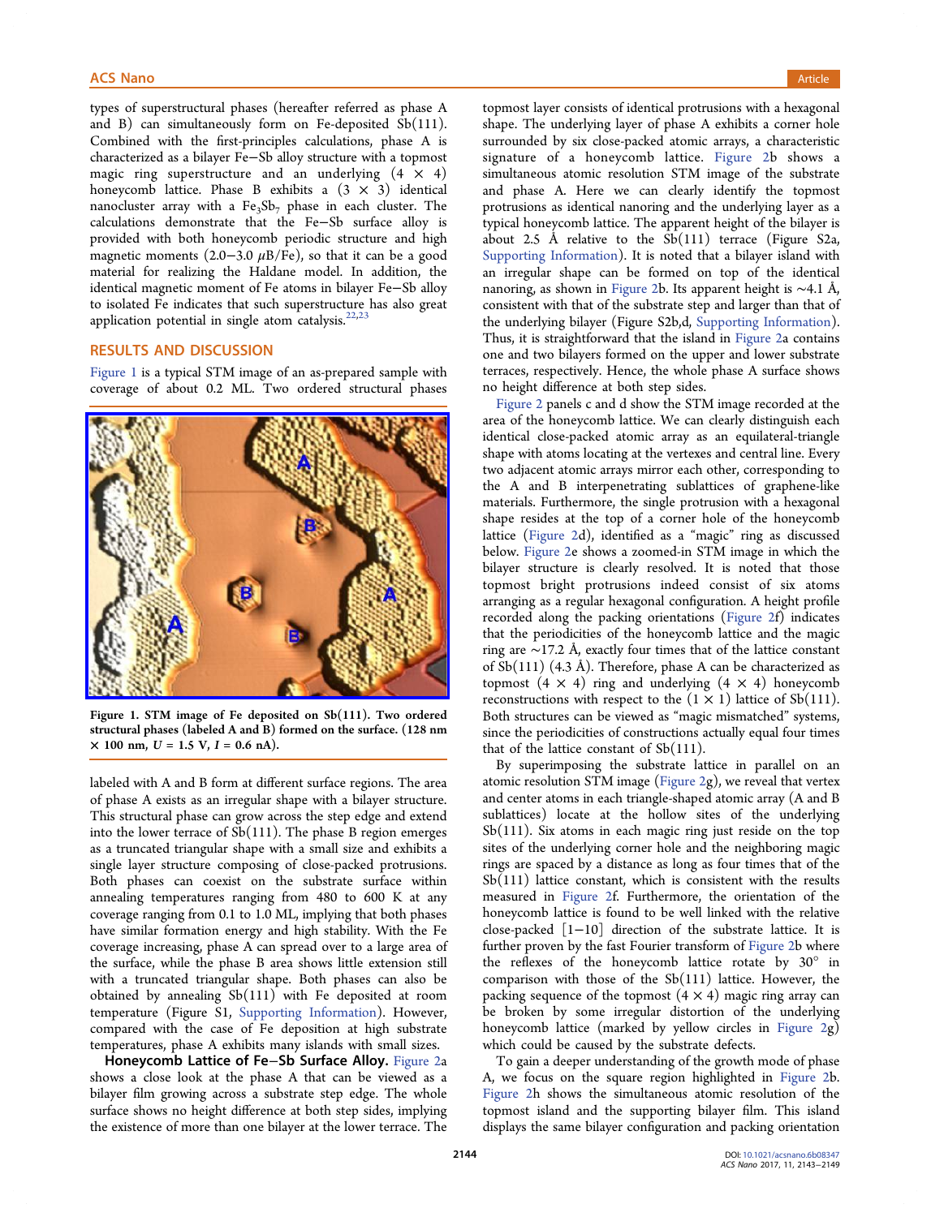types of superstructural phases (hereafter referred as phase A and B) can simultaneously form on Fe-deposited Sb(111). Combined with the first-principles calculations, phase A is characterized as a bilayer Fe–Sb alloy structure with a topmost magic ring superstructure and an underlying (4 × 4) honeycomb lattice. Phase B exhibits a (3 × 3) identical nanocluster array with a $Fe_3Sb_7$ phase in each cluster. The calculations demonstrate that the Fe–Sb surface alloy is provided with both honeycomb periodic structure and high magnetic moments (2.0–3.0 $\mu$B/Fe), so that it can be a good material for realizing the Haldane model. In addition, the identical magnetic moment of Fe atoms in bilayer Fe–Sb alloy to isolated Fe indicates that such superstructure has also great application potential in single atom catalysis.[22,23]

## RESULTS AND DISCUSSION

Figure 1 is a typical STM image of an as-prepared sample with coverage of about 0.2 ML. Two ordered structural phases labeled with A and B form at different surface regions. The area of phase A exists as an irregular shape with a bilayer structure. This structural phase can grow across the step edge and extend into the lower terrace of Sb(111). The phase B region emerges as a truncated triangular shape with a small size and exhibits a single layer structure composing of close-packed protrusions. Both phases can coexist on the substrate surface within annealing temperatures ranging from 480 to 600 K at any coverage ranging from 0.1 to 1.0 ML, implying that both phases have similar formation energy and high stability. With the Fe coverage increasing, phase A can spread over to a large area of the surface, while the phase B area shows little extension still with a truncated triangular shape. Both phases can also be obtained by annealing Sb(111) with Fe deposited at room temperature (Figure S1, Supporting Information). However, compared with the case of Fe deposition at high substrate temperatures, phase A exhibits many islands with small sizes.

**Figure 1. STM image of Fe deposited on Sb(111). Two ordered structural phases (labeled A and B) formed on the surface. (128 nm × 100 nm, $U$ = 1.5 V, $I$ = 0.6 nA).**

**Honeycomb Lattice of Fe–Sb Surface Alloy.** Figure 2a shows a close look at the phase A that can be viewed as a bilayer film growing across a substrate step edge. The whole surface shows no height difference at both step sides, implying the existence of more than one bilayer at the lower terrace. The topmost layer consists of identical protrusions with a hexagonal shape. The underlying layer of phase A exhibits a corner hole surrounded by six close-packed atomic arrays, a characteristic signature of a honeycomb lattice. Figure 2b shows a simultaneous atomic resolution STM image of the substrate and phase A. Here we can clearly identify the topmost protrusions as identical nanoring and the underlying layer as a typical honeycomb lattice. The apparent height of the bilayer is about 2.5 Å relative to the Sb(111) terrace (Figure S2a, Supporting Information). It is noted that a bilayer island with an irregular shape can be formed on top of the identical nanoring, as shown in Figure 2b. Its apparent height is ∼4.1 Å, consistent with that of the substrate step and larger than that of the underlying bilayer (Figure S2b,d, Supporting Information). Thus, it is straightforward that the island in Figure 2a contains one and two bilayers formed on the upper and lower substrate terraces, respectively. Hence, the whole phase A surface shows no height difference at both step sides.

Figure 2 panels c and d show the STM image recorded at the area of the honeycomb lattice. We can clearly distinguish each identical close-packed atomic array as an equilateral-triangle shape with atoms locating at the vertexes and central line. Every two adjacent atomic arrays mirror each other, corresponding to the A and B interpenetrating sublattices of graphene-like materials. Furthermore, the single protrusion with a hexagonal shape resides at the top of a corner hole of the honeycomb lattice (Figure 2d), identified as a "magic" ring as discussed below. Figure 2e shows a zoomed-in STM image in which the bilayer structure is clearly resolved. It is noted that those topmost bright protrusions indeed consist of six atoms arranging as a regular hexagonal configuration. A height profile recorded along the packing orientations (Figure 2f) indicates that the periodicities of the honeycomb lattice and the magic ring are ∼17.2 Å, exactly four times that of the lattice constant of Sb(111) (4.3 Å). Therefore, phase A can be characterized as topmost (4 × 4) ring and underlying (4 × 4) honeycomb reconstructions with respect to the (1 × 1) lattice of Sb(111). Both structures can be viewed as "magic mismatched" systems, since the periodicities of constructions actually equal four times that of the lattice constant of Sb(111).

By superimposing the substrate lattice in parallel on an atomic resolution STM image (Figure 2g), we reveal that vertex and center atoms in each triangle-shaped atomic array (A and B sublattices) locate at the hollow sites of the underlying Sb(111). Six atoms in each magic ring just reside on the top sites of the underlying corner hole and the neighboring magic rings are spaced by a distance as long as four times that of the Sb(111) lattice constant, which is consistent with the results measured in Figure 2f. Furthermore, the orientation of the honeycomb lattice is found to be well linked with the relative close-packed [1−10] direction of the substrate lattice. It is further proven by the fast Fourier transform of Figure 2b where the reflexes of the honeycomb lattice rotate by 30° in comparison with those of the Sb(111) lattice. However, the packing sequence of the topmost (4 × 4) magic ring array can be broken by some irregular distortion of the underlying honeycomb lattice (marked by yellow circles in Figure 2g) which could be caused by the substrate defects.

To gain a deeper understanding of the growth mode of phase A, we focus on the square region highlighted in Figure 2b. Figure 2h shows the simultaneous atomic resolution of the topmost island and the supporting bilayer film. This island displays the same bilayer configuration and packing orientation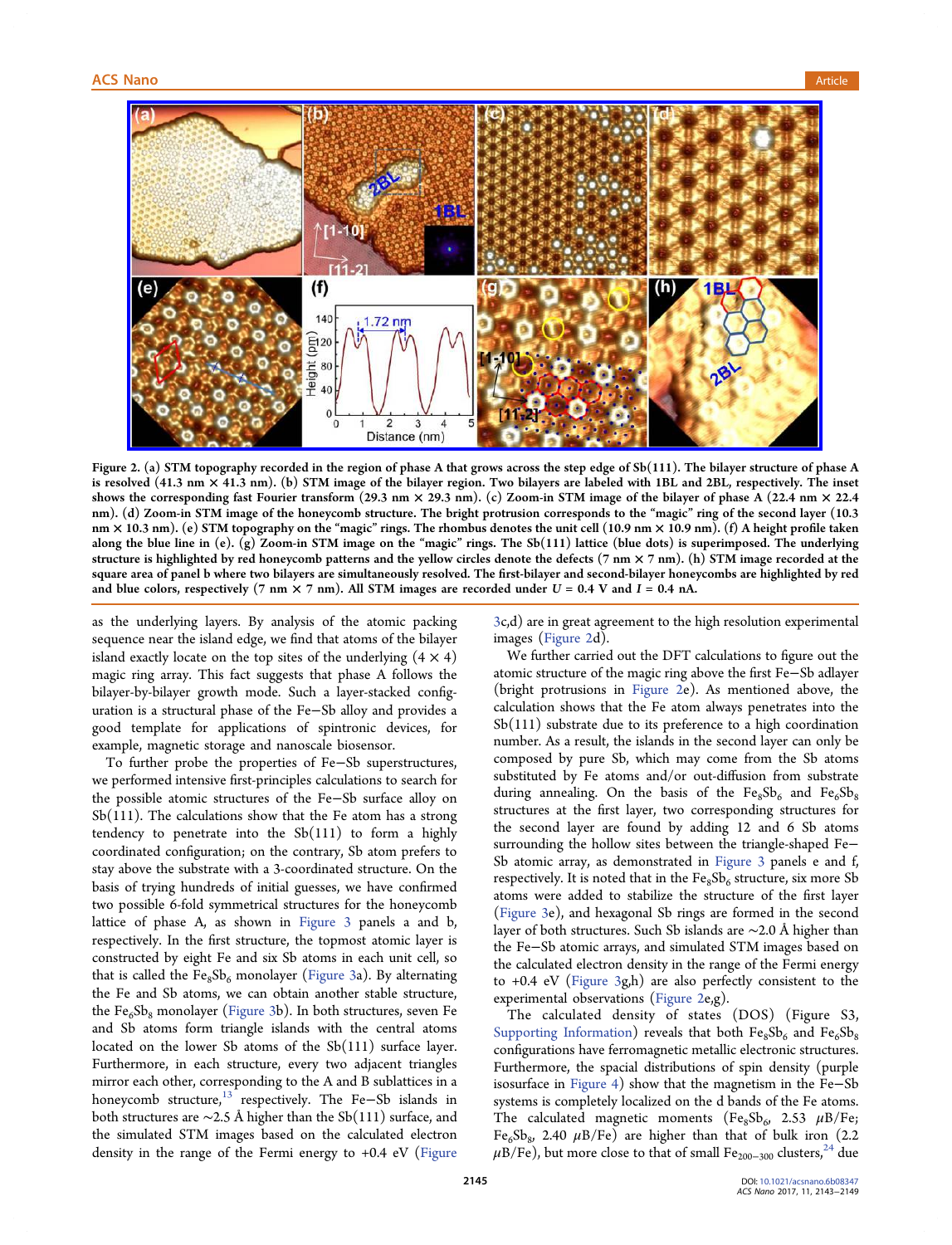Figure 2. (a) STM topography recorded in the region of phase A that grows across the step edge of Sb(111). The bilayer structure of phase A is resolved (41.3 nm × 41.3 nm). (b) STM image of the bilayer region. Two bilayers are labeled with 1BL and 2BL, respectively. The inset shows the corresponding fast Fourier transform (29.3 nm × 29.3 nm). (c) Zoom-in STM image of the bilayer of phase A (22.4 nm × 22.4 nm). (d) Zoom-in STM image of the honeycomb structure. The bright protrusion corresponds to the "magic" ring of the second layer (10.3 nm × 10.3 nm). (e) STM topography on the "magic" rings. The rhombus denotes the unit cell (10.9 nm × 10.9 nm). (f) A height profile taken along the blue line in (e). (g) Zoom-in STM image on the "magic" rings. The Sb(111) lattice (blue dots) is superimposed. The underlying structure is highlighted by red honeycomb patterns and the yellow circles denote the defects (7 nm × 7 nm). (h) STM image recorded at the square area of panel b where two bilayers are simultaneously resolved. The first-bilayer and second-bilayer honeycombs are highlighted by red and blue colors, respectively (7 nm × 7 nm). All STM images are recorded under $U$ = 0.4 V and $I$ = 0.4 nA.

as the underlying layers. By analysis of the atomic packing sequence near the island edge, we find that atoms of the bilayer island exactly locate on the top sites of the underlying (4 × 4) magic ring array. This fact suggests that phase A follows the bilayer-by-bilayer growth mode. Such a layer-stacked configuration is a structural phase of the Fe−Sb alloy and provides a good template for applications of spintronic devices, for example, magnetic storage and nanoscale biosensor.

To further probe the properties of Fe−Sb superstructures, we performed intensive first-principles calculations to search for the possible atomic structures of the Fe−Sb surface alloy on Sb(111). The calculations show that the Fe atom has a strong tendency to penetrate into the Sb(111) to form a highly coordinated configuration; on the contrary, Sb atom prefers to stay above the substrate with a 3-coordinated structure. On the basis of trying hundreds of initial guesses, we have confirmed two possible 6-fold symmetrical structures for the honeycomb lattice of phase A, as shown in Figure 3 panels a and b, respectively. In the first structure, the topmost atomic layer is constructed by eight Fe and six Sb atoms in each unit cell, so that is called the $Fe_8Sb_6$ monolayer (Figure 3a). By alternating the Fe and Sb atoms, we can obtain another stable structure, the $Fe_6Sb_8$ monolayer (Figure 3b). In both structures, seven Fe and Sb atoms form triangle islands with the central atoms located on the lower Sb atoms of the Sb(111) surface layer. Furthermore, in each structure, every two adjacent triangles mirror each other, corresponding to the A and B sublattices in a honeycomb structure,[13] respectively. The Fe−Sb islands in both structures are ∼2.5 Å higher than the Sb(111) surface, and the simulated STM images based on the calculated electron density in the range of the Fermi energy to +0.4 eV (Figure 3c,d) are in great agreement to the high resolution experimental images (Figure 2d).

We further carried out the DFT calculations to figure out the atomic structure of the magic ring above the first Fe−Sb adlayer (bright protrusions in Figure 2e). As mentioned above, the calculation shows that the Fe atom always penetrates into the Sb(111) substrate due to its preference to a high coordination number. As a result, the islands in the second layer can only be composed by pure Sb, which may come from the Sb atoms substituted by Fe atoms and/or out-diffusion from substrate during annealing. On the basis of the $Fe_8Sb_6$ and $Fe_6Sb_8$ structures at the first layer, two corresponding structures for the second layer are found by adding 12 and 6 Sb atoms surrounding the hollow sites between the triangle-shaped Fe−Sb atomic array, as demonstrated in Figure 3 panels e and f, respectively. It is noted that in the $Fe_8Sb_6$ structure, six more Sb atoms were added to stabilize the structure of the first layer (Figure 3e), and hexagonal Sb rings are formed in the second layer of both structures. Such Sb islands are ∼2.0 Å higher than the Fe−Sb atomic arrays, and simulated STM images based on the calculated electron density in the range of the Fermi energy to +0.4 eV (Figure 3g,h) are also perfectly consistent to the experimental observations (Figure 2e,g).

The calculated density of states (DOS) (Figure S3, Supporting Information) reveals that both $Fe_8Sb_6$ and $Fe_6Sb_8$ configurations have ferromagnetic metallic electronic structures. Furthermore, the spacial distributions of spin density (purple isosurface in Figure 4) show that the magnetism in the Fe−Sb systems is completely localized on the d bands of the Fe atoms. The calculated magnetic moments ($Fe_8Sb_6$, 2.53 $\mu$B/Fe; $Fe_6Sb_8$, 2.40 $\mu$B/Fe) are higher than that of bulk iron (2.2 $\mu$B/Fe), but more close to that of small $Fe_{200-300}$ clusters,[24] due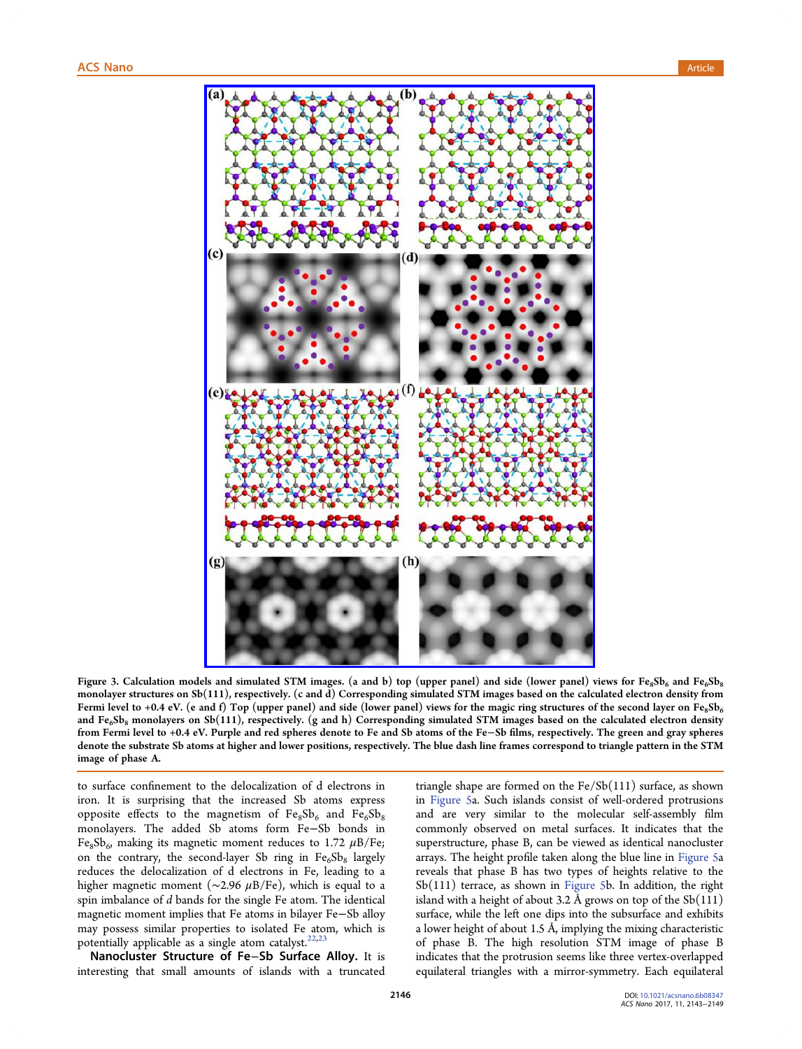**Figure 3. Calculation models and simulated STM images. (a and b) top (upper panel) and side (lower panel) views for $Fe_8Sb_6$ and $Fe_6Sb_8$ monolayer structures on Sb(111), respectively. (c and d) Corresponding simulated STM images based on the calculated electron density from Fermi level to +0.4 eV. (e and f) Top (upper panel) and side (lower panel) views for the magic ring structures of the second layer on $Fe_8Sb_6$ and $Fe_6Sb_8$ monolayers on Sb(111), respectively. (g and h) Corresponding simulated STM images based on the calculated electron density from Fermi level to +0.4 eV. Purple and red spheres denote to Fe and Sb atoms of the Fe−Sb films, respectively. The green and gray spheres denote the substrate Sb atoms at higher and lower positions, respectively. The blue dash line frames correspond to triangle pattern in the STM image of phase A.**

to surface confinement to the delocalization of d electrons in iron. It is surprising that the increased Sb atoms express opposite effects to the magnetism of $Fe_8Sb_6$ and $Fe_6Sb_8$ monolayers. The added Sb atoms form Fe−Sb bonds in $Fe_8Sb_6$, making its magnetic moment reduces to 1.72 $\mu$B/Fe; on the contrary, the second-layer Sb ring in $Fe_6Sb_8$ largely reduces the delocalization of d electrons in Fe, leading to a higher magnetic moment (~2.96 $\mu$B/Fe), which is equal to a spin imbalance of *d* bands for the single Fe atom. The identical magnetic moment implies that Fe atoms in bilayer Fe−Sb alloy may possess similar properties to isolated Fe atom, which is potentially applicable as a single atom catalyst.[22,23]

**Nanocluster Structure of Fe−Sb Surface Alloy.** It is interesting that small amounts of islands with a truncated triangle shape are formed on the Fe/Sb(111) surface, as shown in Figure 5a. Such islands consist of well-ordered protrusions and are very similar to the molecular self-assembly film commonly observed on metal surfaces. It indicates that the superstructure, phase B, can be viewed as identical nanocluster arrays. The height profile taken along the blue line in Figure 5a reveals that phase B has two types of heights relative to the Sb(111) terrace, as shown in Figure 5b. In addition, the right island with a height of about 3.2 Å grows on top of the Sb(111) surface, while the left one dips into the subsurface and exhibits a lower height of about 1.5 Å, implying the mixing characteristic of phase B. The high resolution STM image of phase B indicates that the protrusion seems like three vertex-overlapped equilateral triangles with a mirror-symmetry. Each equilateral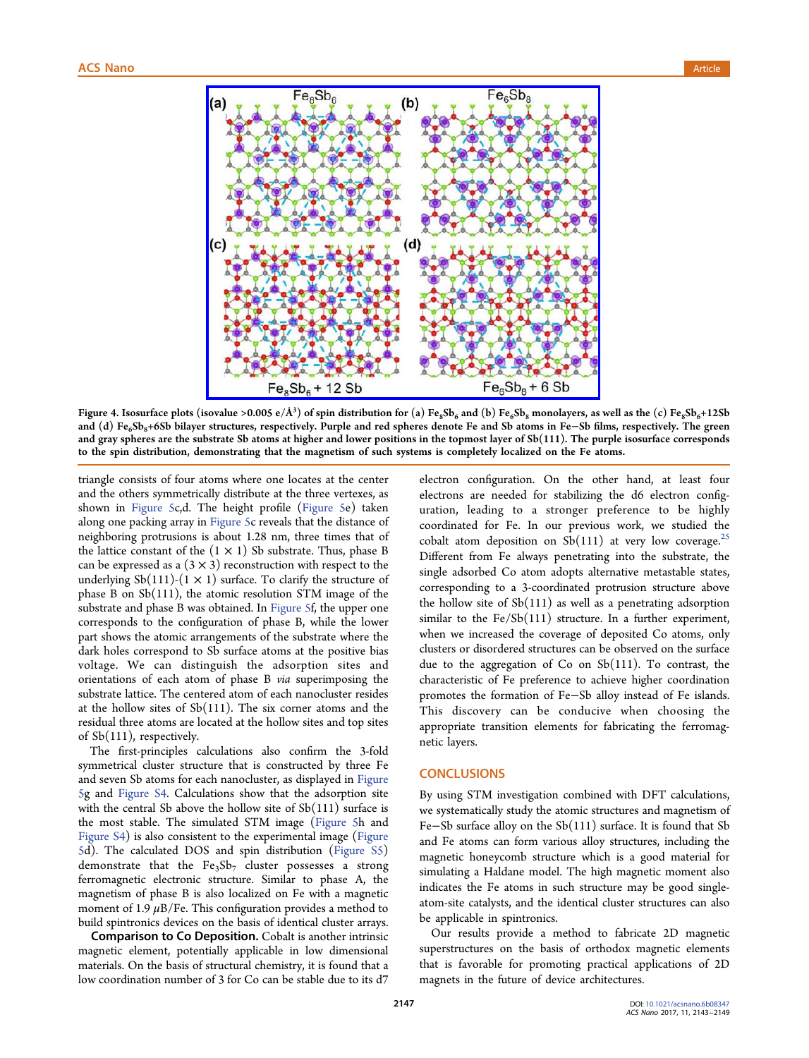Figure 4. Isosurface plots (isovalue >0.005 e/Å$^3$) of spin distribution for (a) $Fe_8Sb_6$ and (b) $Fe_6Sb_8$ monolayers, as well as the (c) $Fe_8Sb_6$+12Sb and (d) $Fe_6Sb_8$+6Sb bilayer structures, respectively. Purple and red spheres denote Fe and Sb atoms in Fe−Sb films, respectively. The green and gray spheres are the substrate Sb atoms at higher and lower positions in the topmost layer of Sb(111). The purple isosurface corresponds to the spin distribution, demonstrating that the magnetism of such systems is completely localized on the Fe atoms.

triangle consists of four atoms where one locates at the center and the others symmetrically distribute at the three vertexes, as shown in Figure 5c,d. The height profile (Figure 5e) taken along one packing array in Figure 5c reveals that the distance of neighboring protrusions is about 1.28 nm, three times that of the lattice constant of the (1 × 1) Sb substrate. Thus, phase B can be expressed as a (3 × 3) reconstruction with respect to the underlying Sb(111)-(1 × 1) surface. To clarify the structure of phase B on Sb(111), the atomic resolution STM image of the substrate and phase B was obtained. In Figure 5f, the upper one corresponds to the configuration of phase B, while the lower part shows the atomic arrangements of the substrate where the dark holes correspond to Sb surface atoms at the positive bias voltage. We can distinguish the adsorption sites and orientations of each atom of phase B *via* superimposing the substrate lattice. The centered atom of each nanocluster resides at the hollow sites of Sb(111). The six corner atoms and the residual three atoms are located at the hollow sites and top sites of Sb(111), respectively.

The first-principles calculations also confirm the 3-fold symmetrical cluster structure that is constructed by three Fe and seven Sb atoms for each nanocluster, as displayed in Figure 5g and Figure S4. Calculations show that the adsorption site with the central Sb above the hollow site of Sb(111) surface is the most stable. The simulated STM image (Figure 5h and Figure S4) is also consistent to the experimental image (Figure 5d). The calculated DOS and spin distribution (Figure S5) demonstrate that the $Fe_3Sb_7$ cluster possesses a strong ferromagnetic electronic structure. Similar to phase A, the magnetism of phase B is also localized on Fe with a magnetic moment of 1.9 $\mu$B/Fe. This configuration provides a method to build spintronics devices on the basis of identical cluster arrays.

**Comparison to Co Deposition.** Cobalt is another intrinsic magnetic element, potentially applicable in low dimensional materials. On the basis of structural chemistry, it is found that a low coordination number of 3 for Co can be stable due to its d7 electron configuration. On the other hand, at least four electrons are needed for stabilizing the d6 electron configuration, leading to a stronger preference to be highly coordinated for Fe. In our previous work, we studied the cobalt atom deposition on Sb(111) at very low coverage.[25] Different from Fe always penetrating into the substrate, the single adsorbed Co atom adopts alternative metastable states, corresponding to a 3-coordinated protrusion structure above the hollow site of Sb(111) as well as a penetrating adsorption similar to the Fe/Sb(111) structure. In a further experiment, when we increased the coverage of deposited Co atoms, only clusters or disordered structures can be observed on the surface due to the aggregation of Co on Sb(111). To contrast, the characteristic of Fe preference to achieve higher coordination promotes the formation of Fe−Sb alloy instead of Fe islands. This discovery can be conducive when choosing the appropriate transition elements for fabricating the ferromagnetic layers.

## CONCLUSIONS

By using STM investigation combined with DFT calculations, we systematically study the atomic structures and magnetism of Fe−Sb surface alloy on the Sb(111) surface. It is found that Sb and Fe atoms can form various alloy structures, including the magnetic honeycomb structure which is a good material for simulating a Haldane model. The high magnetic moment also indicates the Fe atoms in such structure may be good single-atom-site catalysts, and the identical cluster structures can also be applicable in spintronics.

Our results provide a method to fabricate 2D magnetic superstructures on the basis of orthodox magnetic elements that is favorable for promoting practical applications of 2D magnets in the future of device architectures.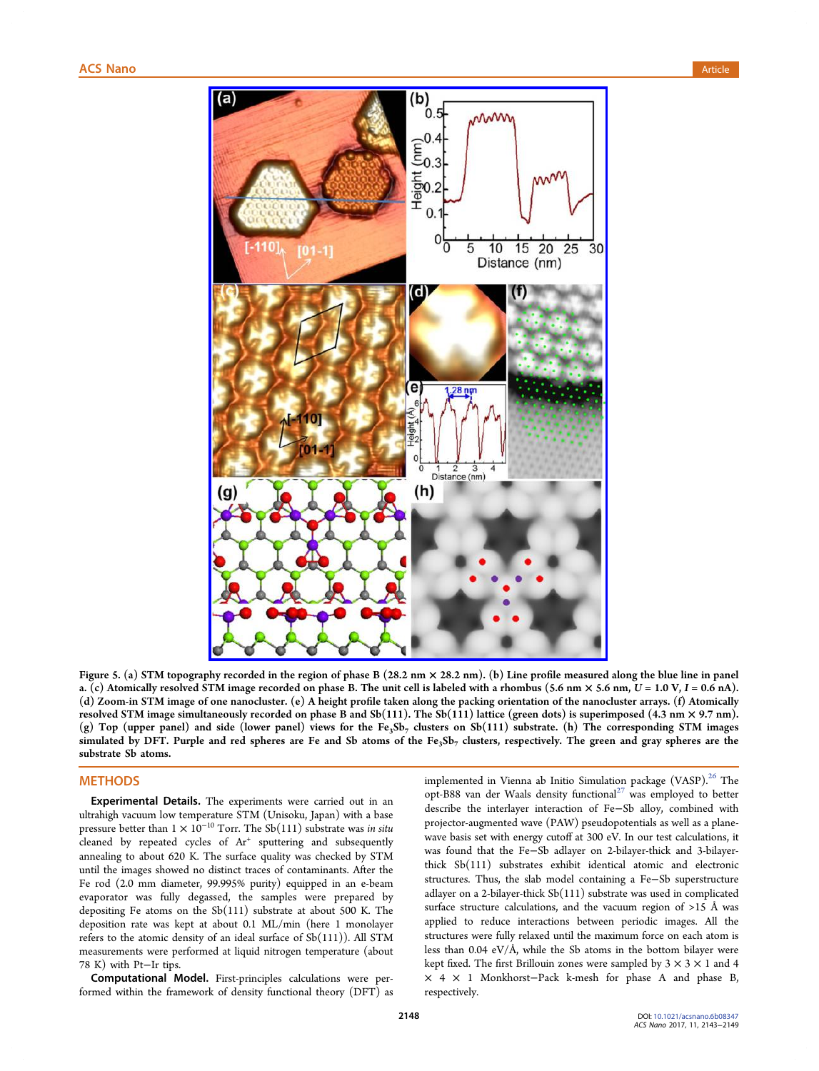Figure 5. (a) STM topography recorded in the region of phase B (28.2 nm × 28.2 nm). (b) Line profile measured along the blue line in panel a. (c) Atomically resolved STM image recorded on phase B. The unit cell is labeled with a rhombus (5.6 nm × 5.6 nm, $U = 1.0$ V, $I = 0.6$ nA). (d) Zoom-in STM image of one nanocluster. (e) A height profile taken along the packing orientation of the nanocluster arrays. (f) Atomically resolved STM image simultaneously recorded on phase B and Sb(111). The Sb(111) lattice (green dots) is superimposed (4.3 nm × 9.7 nm). (g) Top (upper panel) and side (lower panel) views for the $Fe_3Sb_7$ clusters on Sb(111) substrate. (h) The corresponding STM images simulated by DFT. Purple and red spheres are Fe and Sb atoms of the $Fe_3Sb_7$ clusters, respectively. The green and gray spheres are the substrate Sb atoms.

## METHODS

**Experimental Details.** The experiments were carried out in an ultrahigh vacuum low temperature STM (Unisoku, Japan) with a base pressure better than $1 \times 10^{-10}$ Torr. The Sb(111) substrate was *in situ* cleaned by repeated cycles of $Ar^+$ sputtering and subsequently annealing to about 620 K. The surface quality was checked by STM until the images showed no distinct traces of contaminants. After the Fe rod (2.0 mm diameter, 99.995% purity) equipped in an e-beam evaporator was fully degassed, the samples were prepared by depositing Fe atoms on the Sb(111) substrate at about 500 K. The deposition rate was kept at about 0.1 ML/min (here 1 monolayer refers to the atomic density of an ideal surface of Sb(111)). All STM measurements were performed at liquid nitrogen temperature (about 78 K) with Pt–Ir tips.

**Computational Model.** First-principles calculations were performed within the framework of density functional theory (DFT) as implemented in Vienna ab Initio Simulation package (VASP).[26] The opt-B88 van der Waals density functional[27] was employed to better describe the interlayer interaction of Fe–Sb alloy, combined with projector-augmented wave (PAW) pseudopotentials as well as a plane-wave basis set with energy cutoff at 300 eV. In our test calculations, it was found that the Fe–Sb adlayer on 2-bilayer-thick and 3-bilayer-thick Sb(111) substrates exhibit identical atomic and electronic structures. Thus, the slab model containing a Fe–Sb superstructure adlayer on a 2-bilayer-thick Sb(111) substrate was used in complicated surface structure calculations, and the vacuum region of >15 Å was applied to reduce interactions between periodic images. All the structures were fully relaxed until the maximum force on each atom is less than 0.04 eV/Å, while the Sb atoms in the bottom bilayer were kept fixed. The first Brillouin zones were sampled by 3 × 3 × 1 and 4 × 4 × 1 Monkhorst–Pack k-mesh for phase A and phase B, respectively.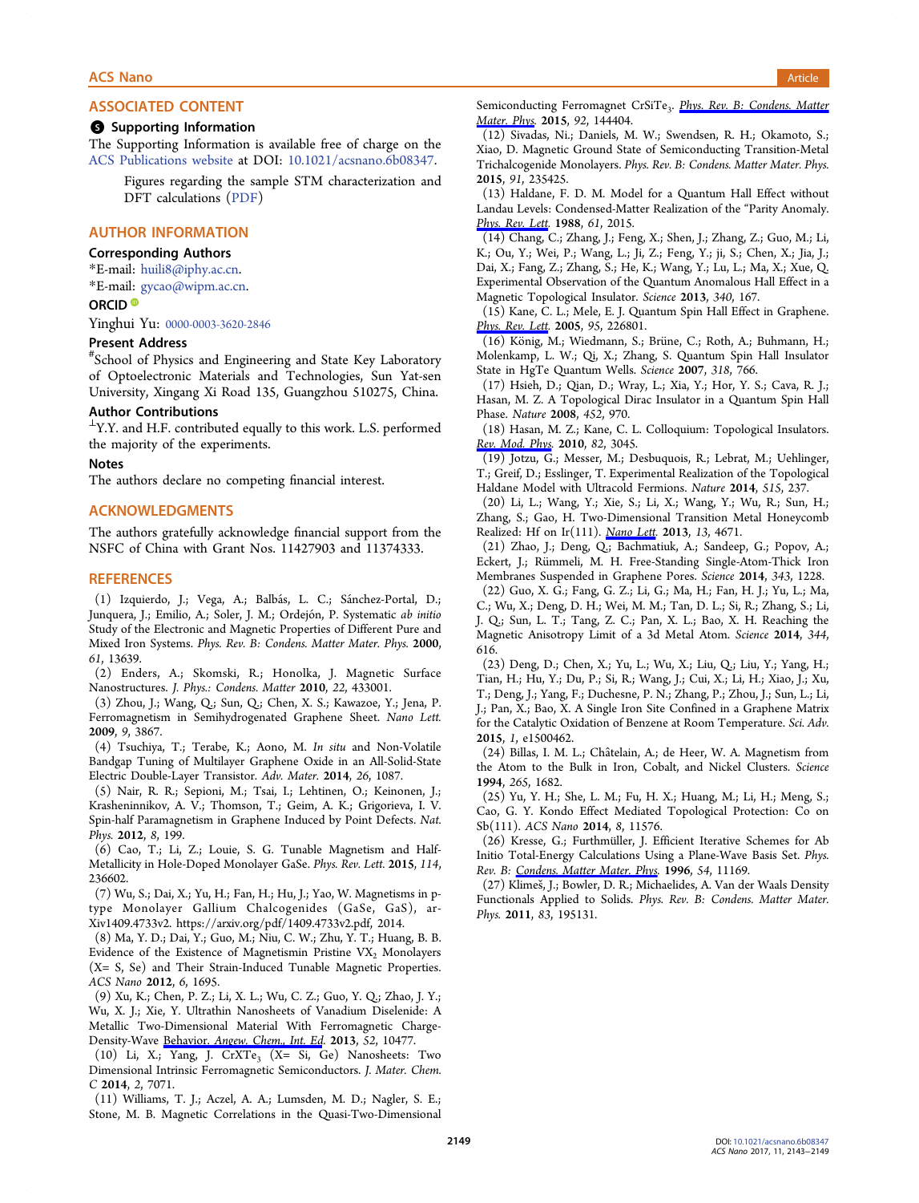## ASSOCIATED CONTENT

### Supporting Information

The Supporting Information is available free of charge on the ACS Publications website at DOI: 10.1021/acsnano.6b08347.

Figures regarding the sample STM characterization and DFT calculations (PDF)

## AUTHOR INFORMATION

### Corresponding Authors

*E-mail: huili8@iphy.ac.cn.

*E-mail: gycao@wipm.ac.cn.

### ORCID

Yinghui Yu: 0000-0003-3620-2846

### Present Address

[#]School of Physics and Engineering and State Key Laboratory of Optoelectronic Materials and Technologies, Sun Yat-sen University, Xingang Xi Road 135, Guangzhou 510275, China.

### Author Contributions

[⊥]Y.Y. and H.F. contributed equally to this work. L.S. performed the majority of the experiments.

### Notes

The authors declare no competing financial interest.

## ACKNOWLEDGMENTS

The authors gratefully acknowledge financial support from the NSFC of China with Grant Nos. 11427903 and 11374333.

## REFERENCES

(1) Izquierdo, J.; Vega, A.; Balbás, L. C.; Sánchez-Portal, D.; Junquera, J.; Emilio, A.; Soler, J. M.; Ordejón, P. Systematic *ab initio* Study of the Electronic and Magnetic Properties of Different Pure and Mixed Iron Systems. *Phys. Rev. B: Condens. Matter Mater. Phys.* **2000**, *61*, 13639.

(2) Enders, A.; Skomski, R.; Honolka, J. Magnetic Surface Nanostructures. *J. Phys.: Condens. Matter* **2010**, *22*, 433001.

(3) Zhou, J.; Wang, Q.; Sun, Q.; Chen, X. S.; Kawazoe, Y.; Jena, P. Ferromagnetism in Semihydrogenated Graphene Sheet. *Nano Lett.* **2009**, *9*, 3867.

(4) Tsuchiya, T.; Terabe, K.; Aono, M. *In situ* and Non-Volatile Bandgap Tuning of Multilayer Graphene Oxide in an All-Solid-State Electric Double-Layer Transistor. *Adv. Mater.* **2014**, *26*, 1087.

(5) Nair, R. R.; Sepioni, M.; Tsai, I.; Lehtinen, O.; Keinonen, J.; Krasheninnikov, A. V.; Thomson, T.; Geim, A. K.; Grigorieva, I. V. Spin-half Paramagnetism in Graphene Induced by Point Defects. *Nat. Phys.* **2012**, *8*, 199.

(6) Cao, T.; Li, Z.; Louie, S. G. Tunable Magnetism and Half-Metallicity in Hole-Doped Monolayer GaSe. *Phys. Rev. Lett.* **2015**, *114*, 236602.

(7) Wu, S.; Dai, X.; Yu, H.; Fan, H.; Hu, J.; Yao, W. Magnetisms in p-type Monolayer Gallium Chalcogenides (GaSe, GaS), arXiv1409.4733v2. https://arxiv.org/pdf/1409.4733v2.pdf, 2014.

(8) Ma, Y. D.; Dai, Y.; Guo, M.; Niu, C. W.; Zhu, Y. T.; Huang, B. B. Evidence of the Existence of Magnetismin Pristine $VX_2$ Monolayers (X= S, Se) and Their Strain-Induced Tunable Magnetic Properties. *ACS Nano* **2012**, *6*, 1695.

(9) Xu, K.; Chen, P. Z.; Li, X. L.; Wu, C. Z.; Guo, Y. Q.; Zhao, J. Y.; Wu, X. J.; Xie, Y. Ultrathin Nanosheets of Vanadium Diselenide: A Metallic Two-Dimensional Material With Ferromagnetic Charge-Density-Wave Behavior. *Angew. Chem., Int. Ed.* **2013**, *52*, 10477.

(10) Li, X.; Yang, J. $CrXTe_3$ (X= Si, Ge) Nanosheets: Two Dimensional Intrinsic Ferromagnetic Semiconductors. *J. Mater. Chem. C* **2014**, *2*, 7071.

(11) Williams, T. J.; Aczel, A. A.; Lumsden, M. D.; Nagler, S. E.; Stone, M. B. Magnetic Correlations in the Quasi-Two-Dimensional Semiconducting Ferromagnet $CrSiTe_3$. *Phys. Rev. B: Condens. Matter Mater. Phys.* **2015**, *92*, 144404.

(12) Sivadas, Ni.; Daniels, M. W.; Swendsen, R. H.; Okamoto, S.; Xiao, D. Magnetic Ground State of Semiconducting Transition-Metal Trichalcogenide Monolayers. *Phys. Rev. B: Condens. Matter Mater. Phys.* **2015**, *91*, 235425.

(13) Haldane, F. D. M. Model for a Quantum Hall Effect without Landau Levels: Condensed-Matter Realization of the "Parity Anomaly. *Phys. Rev. Lett.* **1988**, *61*, 2015.

(14) Chang, C.; Zhang, J.; Feng, X.; Shen, J.; Zhang, Z.; Guo, M.; Li, K.; Ou, Y.; Wei, P.; Wang, L.; Ji, Z.; Feng, Y.; ji, S.; Chen, X.; Jia, J.; Dai, X.; Fang, Z.; Zhang, S.; He, K.; Wang, Y.; Lu, L.; Ma, X.; Xue, Q. Experimental Observation of the Quantum Anomalous Hall Effect in a Magnetic Topological Insulator. *Science* **2013**, *340*, 167.

(15) Kane, C. L.; Mele, E. J. Quantum Spin Hall Effect in Graphene. *Phys. Rev. Lett.* **2005**, *95*, 226801.

(16) König, M.; Wiedmann, S.; Brüne, C.; Roth, A.; Buhmann, H.; Molenkamp, L. W.; Qi, X.; Zhang, S. Quantum Spin Hall Insulator State in HgTe Quantum Wells. *Science* **2007**, *318*, 766.

(17) Hsieh, D.; Qian, D.; Wray, L.; Xia, Y.; Hor, Y. S.; Cava, R. J.; Hasan, M. Z. A Topological Dirac Insulator in a Quantum Spin Hall Phase. *Nature* **2008**, *452*, 970.

(18) Hasan, M. Z.; Kane, C. L. Colloquium: Topological Insulators. *Rev. Mod. Phys.* **2010**, *82*, 3045.

(19) Jotzu, G.; Messer, M.; Desbuquois, R.; Lebrat, M.; Uehlinger, T.; Greif, D.; Esslinger, T. Experimental Realization of the Topological Haldane Model with Ultracold Fermions. *Nature* **2014**, *515*, 237.

(20) Li, L.; Wang, Y.; Xie, S.; Li, X.; Wang, Y.; Wu, R.; Sun, H.; Zhang, S.; Gao, H. Two-Dimensional Transition Metal Honeycomb Realized: Hf on Ir(111). *Nano Lett.* **2013**, *13*, 4671.

(21) Zhao, J.; Deng, Q.; Bachmatiuk, A.; Sandeep, G.; Popov, A.; Eckert, J.; Rümmeli, M. H. Free-Standing Single-Atom-Thick Iron Membranes Suspended in Graphene Pores. *Science* **2014**, *343*, 1228.

(22) Guo, X. G.; Fang, G. Z.; Li, G.; Ma, H.; Fan, H. J.; Yu, L.; Ma, C.; Wu, X.; Deng, D. H.; Wei, M. M.; Tan, D. L.; Si, R.; Zhang, S.; Li, J. Q.; Sun, L. T.; Tang, Z. C.; Pan, X. L.; Bao, X. H. Reaching the Magnetic Anisotropy Limit of a 3d Metal Atom. *Science* **2014**, *344*, 616.

(23) Deng, D.; Chen, X.; Yu, L.; Wu, X.; Liu, Q.; Liu, Y.; Yang, H.; Tian, H.; Hu, Y.; Du, P.; Si, R.; Wang, J.; Cui, X.; Li, H.; Xiao, J.; Xu, T.; Deng, J.; Yang, F.; Duchesne, P. N.; Zhang, P.; Zhou, J.; Sun, L.; Li, J.; Pan, X.; Bao, X. A Single Iron Site Confined in a Graphene Matrix for the Catalytic Oxidation of Benzene at Room Temperature. *Sci. Adv.* **2015**, *1*, e1500462.

(24) Billas, I. M. L.; Châtelain, A.; de Heer, W. A. Magnetism from the Atom to the Bulk in Iron, Cobalt, and Nickel Clusters. *Science* **1994**, *265*, 1682.

(25) Yu, Y. H.; She, L. M.; Fu, H. X.; Huang, M.; Li, H.; Meng, S.; Cao, G. Y. Kondo Effect Mediated Topological Protection: Co on Sb(111). *ACS Nano* **2014**, *8*, 11576.

(26) Kresse, G.; Furthmüller, J. Efficient Iterative Schemes for Ab Initio Total-Energy Calculations Using a Plane-Wave Basis Set. *Phys. Rev. B: Condens. Matter Mater. Phys.* **1996**, *54*, 11169.

(27) Klimeš, J.; Bowler, D. R.; Michaelides, A. Van der Waals Density Functionals Applied to Solids. *Phys. Rev. B: Condens. Matter Mater. Phys.* **2011**, *83*, 195131.